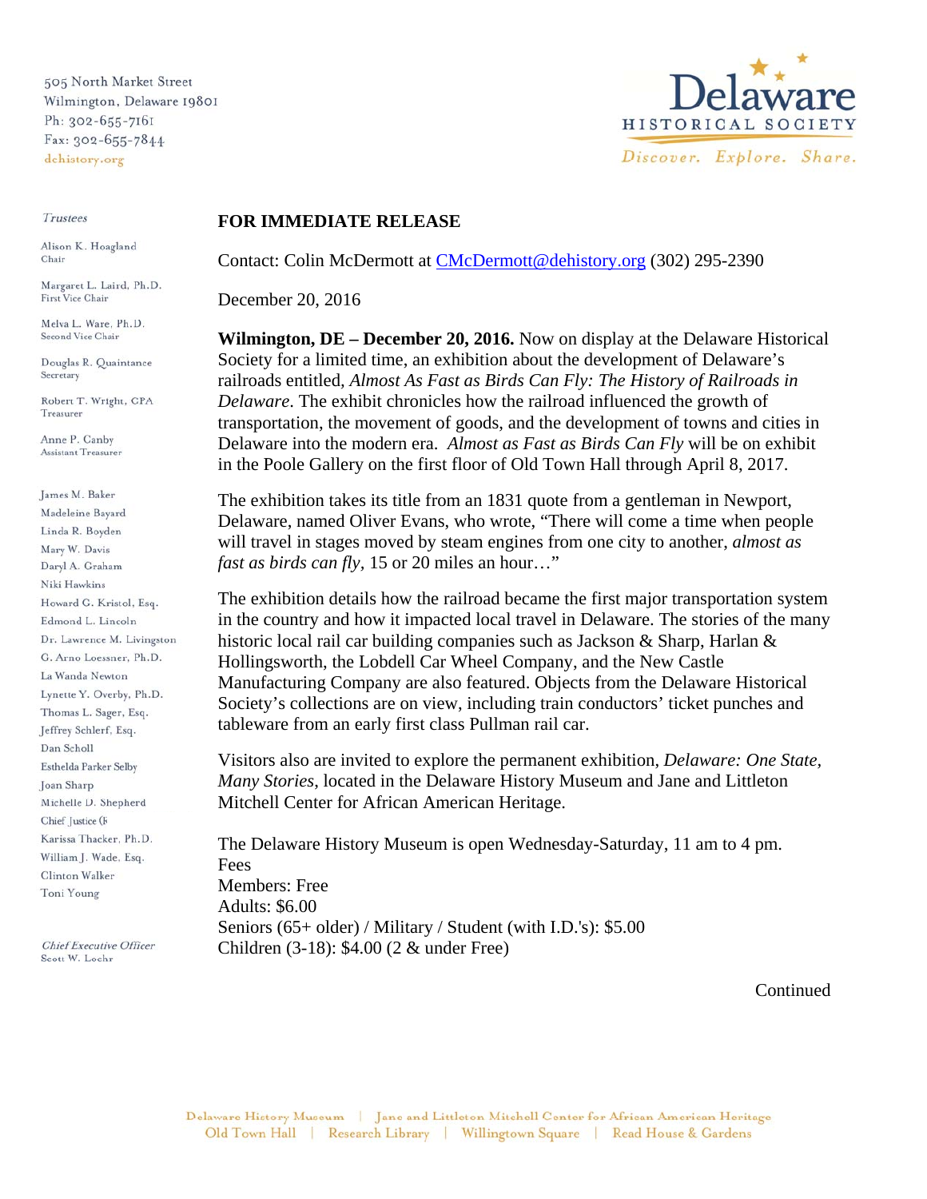505 North Market Street
Wilmington, Delaware 19801
Ph: 302-655-7161
Fax: 302-655-7844
dchistory.org

**Delaware HISTORICAL SOCIETY**
*Discover. Explore. Share.*

*Trustees*

Alison K. Hoagland, Chair
Margaret L. Laird, Ph.D., First Vice Chair
Melva L. Ware, Ph.D., Second Vice Chair
Douglas R. Quaintance, Secretary
Robert T. Wright, CPA, Treasurer
Anne P. Canby, Assistant Treasurer

James M. Baker
Madeleine Bayard
Linda R. Boyden
Mary W. Davis
Daryl A. Graham
Niki Hawkins
Howard G. Kristol, Esq.
Edmond L. Lincoln
Dr. Lawrence M. Livingston
G. Arno Loessner, Ph.D.
La Wanda Newton
Lynette Y. Overby, Ph.D.
Thomas L. Sager, Esq.
Jeffrey Schlerf, Esq.
Dan Scholl
Esthelda Parker Selby
Joan Sharp
Michelle D. Shepherd
Chief Justice (R
Karissa Thacker, Ph.D.
William J. Wade, Esq.
Clinton Walker
Toni Young

*Chief Executive Officer*
Scott W. Loehr

**FOR IMMEDIATE RELEASE**

Contact: Colin McDermott at CMcDermott@dehistory.org (302) 295-2390

December 20, 2016

**Wilmington, DE – December 20, 2016.** Now on display at the Delaware Historical Society for a limited time, an exhibition about the development of Delaware's railroads entitled, *Almost As Fast as Birds Can Fly: The History of Railroads in Delaware*. The exhibit chronicles how the railroad influenced the growth of transportation, the movement of goods, and the development of towns and cities in Delaware into the modern era. *Almost as Fast as Birds Can Fly* will be on exhibit in the Poole Gallery on the first floor of Old Town Hall through April 8, 2017.

The exhibition takes its title from an 1831 quote from a gentleman in Newport, Delaware, named Oliver Evans, who wrote, "There will come a time when people will travel in stages moved by steam engines from one city to another, *almost as fast as birds can fly*, 15 or 20 miles an hour…"

The exhibition details how the railroad became the first major transportation system in the country and how it impacted local travel in Delaware. The stories of the many historic local rail car building companies such as Jackson & Sharp, Harlan & Hollingsworth, the Lobdell Car Wheel Company, and the New Castle Manufacturing Company are also featured. Objects from the Delaware Historical Society's collections are on view, including train conductors' ticket punches and tableware from an early first class Pullman rail car.

Visitors also are invited to explore the permanent exhibition, *Delaware: One State, Many Stories*, located in the Delaware History Museum and Jane and Littleton Mitchell Center for African American Heritage.

The Delaware History Museum is open Wednesday-Saturday, 11 am to 4 pm.
Fees
Members: Free
Adults: $6.00
Seniors (65+ older) / Military / Student (with I.D.'s): $5.00
Children (3-18): $4.00 (2 & under Free)

Continued

Delaware History Museum | Jane and Littleton Mitchell Center for African American Heritage
Old Town Hall | Research Library | Willingtown Square | Read House & Gardens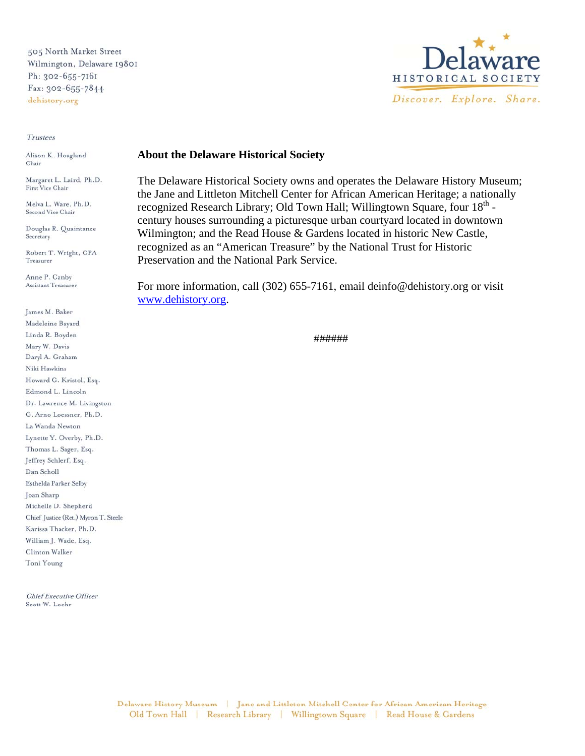505 North Market Street
Wilmington, Delaware 19801
Ph: 302-655-7161
Fax: 302-655-7844
dehistory.org

Delaware HISTORICAL SOCIETY
*Discover. Explore. Share.*

*Trustees*

Alison K. Hoagland
Chair

Margaret L. Laird, Ph.D.
First Vice Chair

Melva L. Ware, Ph.D.
Second Vice Chair

Douglas R. Quaintance
Secretary

Robert T. Wright, CPA
Treasurer

Anne P. Canby
Assistant Treasurer

James M. Baker
Madeleine Bayard
Linda R. Boyden
Mary W. Davis
Daryl A. Graham
Niki Hawkins
Howard G. Kristol, Esq.
Edmond L. Lincoln
Dr. Lawrence M. Livingston
G. Arno Loessner, Ph.D.
La Wanda Newton
Lynette Y. Overby, Ph.D.
Thomas L. Sager, Esq.
Jeffrey Schlerf, Esq.
Dan Scholl
Esthelda Parker Selby
Joan Sharp
Michelle D. Shepherd
Chief Justice (Ret.) Myron T. Steele
Karissa Thacker, Ph.D.
William J. Wade, Esq.
Clinton Walker
Toni Young

*Chief Executive Officer*
Scott W. Loehr

**About the Delaware Historical Society**

The Delaware Historical Society owns and operates the Delaware History Museum; the Jane and Littleton Mitchell Center for African American Heritage; a nationally recognized Research Library; Old Town Hall; Willingtown Square, four 18th -century houses surrounding a picturesque urban courtyard located in downtown Wilmington; and the Read House & Gardens located in historic New Castle, recognized as an "American Treasure" by the National Trust for Historic Preservation and the National Park Service.

For more information, call (302) 655-7161, email deinfo@dehistory.org or visit www.dehistory.org.

######

Delaware History Museum | Jane and Littleton Mitchell Center for African American Heritage
Old Town Hall | Research Library | Willingtown Square | Read House & Gardens